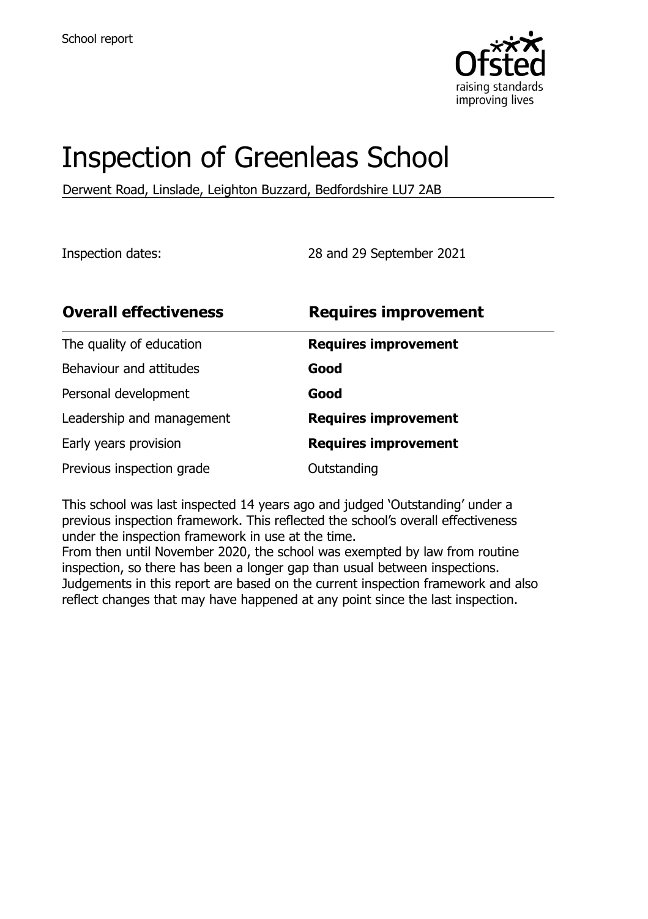School report

# Inspection of Greenleas School

Derwent Road, Linslade, Leighton Buzzard, Bedfordshire LU7 2AB

Inspection dates: 28 and 29 September 2021

| **Overall effectiveness** | **Requires improvement** |
| --- | --- |
| The quality of education | **Requires improvement** |
| Behaviour and attitudes | **Good** |
| Personal development | **Good** |
| Leadership and management | **Requires improvement** |
| Early years provision | **Requires improvement** |
| Previous inspection grade | Outstanding |

This school was last inspected 14 years ago and judged 'Outstanding' under a previous inspection framework. This reflected the school's overall effectiveness under the inspection framework in use at the time.
From then until November 2020, the school was exempted by law from routine inspection, so there has been a longer gap than usual between inspections. Judgements in this report are based on the current inspection framework and also reflect changes that may have happened at any point since the last inspection.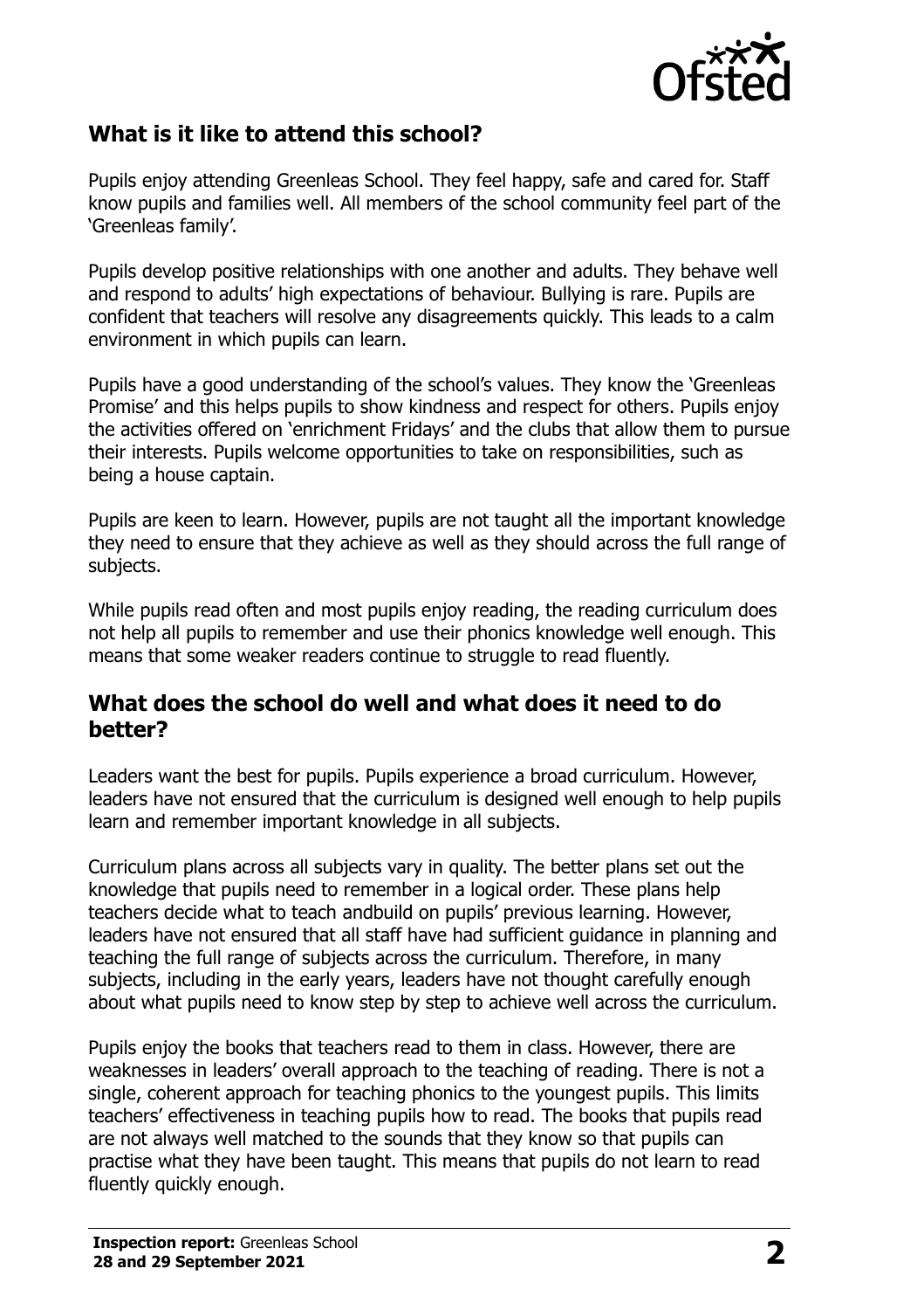## What is it like to attend this school?

Pupils enjoy attending Greenleas School. They feel happy, safe and cared for. Staff know pupils and families well. All members of the school community feel part of the 'Greenleas family'.

Pupils develop positive relationships with one another and adults. They behave well and respond to adults' high expectations of behaviour. Bullying is rare. Pupils are confident that teachers will resolve any disagreements quickly. This leads to a calm environment in which pupils can learn.

Pupils have a good understanding of the school's values. They know the 'Greenleas Promise' and this helps pupils to show kindness and respect for others. Pupils enjoy the activities offered on 'enrichment Fridays' and the clubs that allow them to pursue their interests. Pupils welcome opportunities to take on responsibilities, such as being a house captain.

Pupils are keen to learn. However, pupils are not taught all the important knowledge they need to ensure that they achieve as well as they should across the full range of subjects.

While pupils read often and most pupils enjoy reading, the reading curriculum does not help all pupils to remember and use their phonics knowledge well enough. This means that some weaker readers continue to struggle to read fluently.

## What does the school do well and what does it need to do better?

Leaders want the best for pupils. Pupils experience a broad curriculum. However, leaders have not ensured that the curriculum is designed well enough to help pupils learn and remember important knowledge in all subjects.

Curriculum plans across all subjects vary in quality. The better plans set out the knowledge that pupils need to remember in a logical order. These plans help teachers decide what to teach andbuild on pupils' previous learning. However, leaders have not ensured that all staff have had sufficient guidance in planning and teaching the full range of subjects across the curriculum. Therefore, in many subjects, including in the early years, leaders have not thought carefully enough about what pupils need to know step by step to achieve well across the curriculum.

Pupils enjoy the books that teachers read to them in class. However, there are weaknesses in leaders' overall approach to the teaching of reading. There is not a single, coherent approach for teaching phonics to the youngest pupils. This limits teachers' effectiveness in teaching pupils how to read. The books that pupils read are not always well matched to the sounds that they know so that pupils can practise what they have been taught. This means that pupils do not learn to read fluently quickly enough.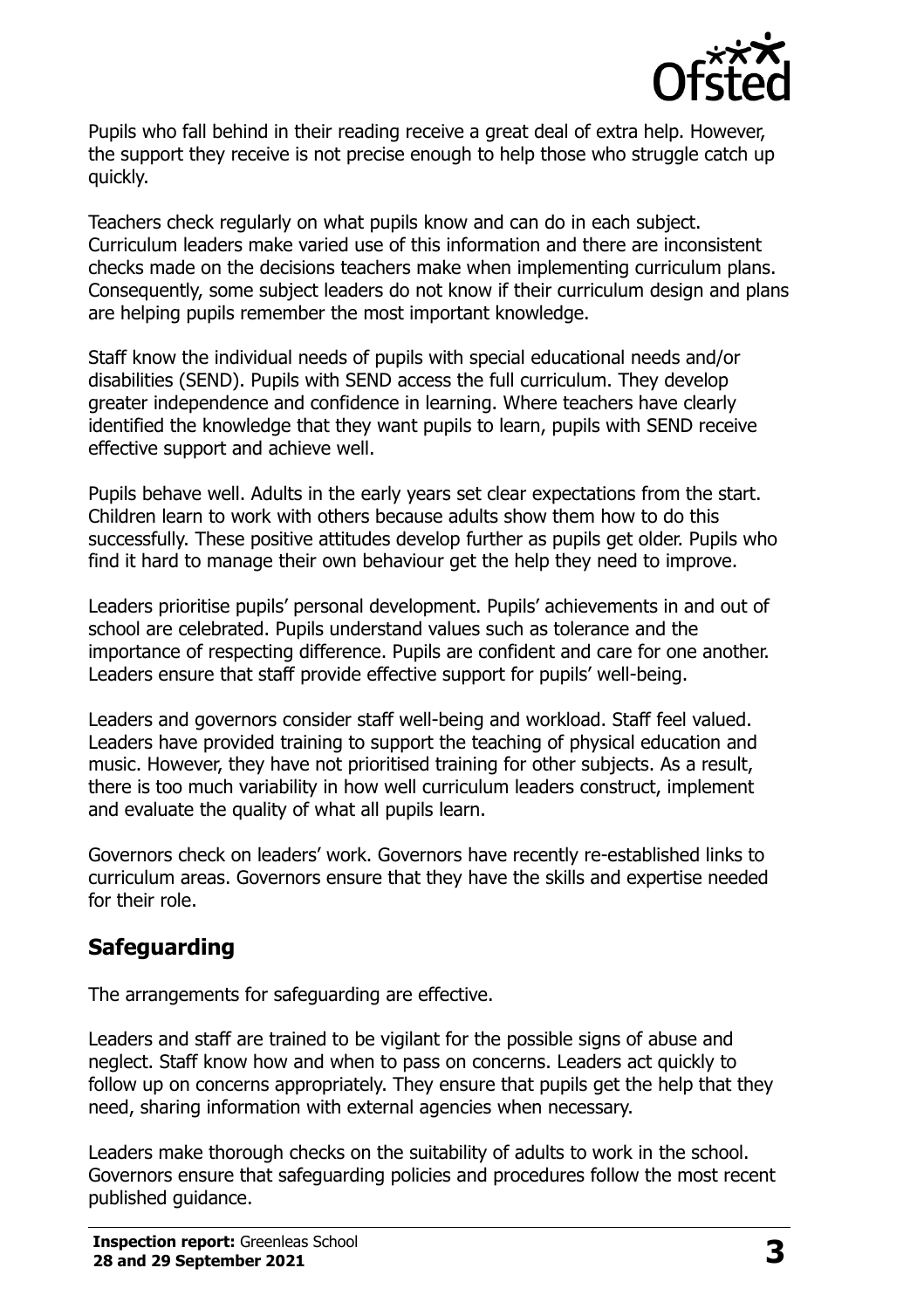Pupils who fall behind in their reading receive a great deal of extra help. However, the support they receive is not precise enough to help those who struggle catch up quickly.

Teachers check regularly on what pupils know and can do in each subject. Curriculum leaders make varied use of this information and there are inconsistent checks made on the decisions teachers make when implementing curriculum plans. Consequently, some subject leaders do not know if their curriculum design and plans are helping pupils remember the most important knowledge.

Staff know the individual needs of pupils with special educational needs and/or disabilities (SEND). Pupils with SEND access the full curriculum. They develop greater independence and confidence in learning. Where teachers have clearly identified the knowledge that they want pupils to learn, pupils with SEND receive effective support and achieve well.

Pupils behave well. Adults in the early years set clear expectations from the start. Children learn to work with others because adults show them how to do this successfully. These positive attitudes develop further as pupils get older. Pupils who find it hard to manage their own behaviour get the help they need to improve.

Leaders prioritise pupils' personal development. Pupils' achievements in and out of school are celebrated. Pupils understand values such as tolerance and the importance of respecting difference. Pupils are confident and care for one another. Leaders ensure that staff provide effective support for pupils' well-being.

Leaders and governors consider staff well-being and workload. Staff feel valued. Leaders have provided training to support the teaching of physical education and music. However, they have not prioritised training for other subjects. As a result, there is too much variability in how well curriculum leaders construct, implement and evaluate the quality of what all pupils learn.

Governors check on leaders' work. Governors have recently re-established links to curriculum areas. Governors ensure that they have the skills and expertise needed for their role.

## Safeguarding

The arrangements for safeguarding are effective.

Leaders and staff are trained to be vigilant for the possible signs of abuse and neglect. Staff know how and when to pass on concerns. Leaders act quickly to follow up on concerns appropriately. They ensure that pupils get the help that they need, sharing information with external agencies when necessary.

Leaders make thorough checks on the suitability of adults to work in the school. Governors ensure that safeguarding policies and procedures follow the most recent published guidance.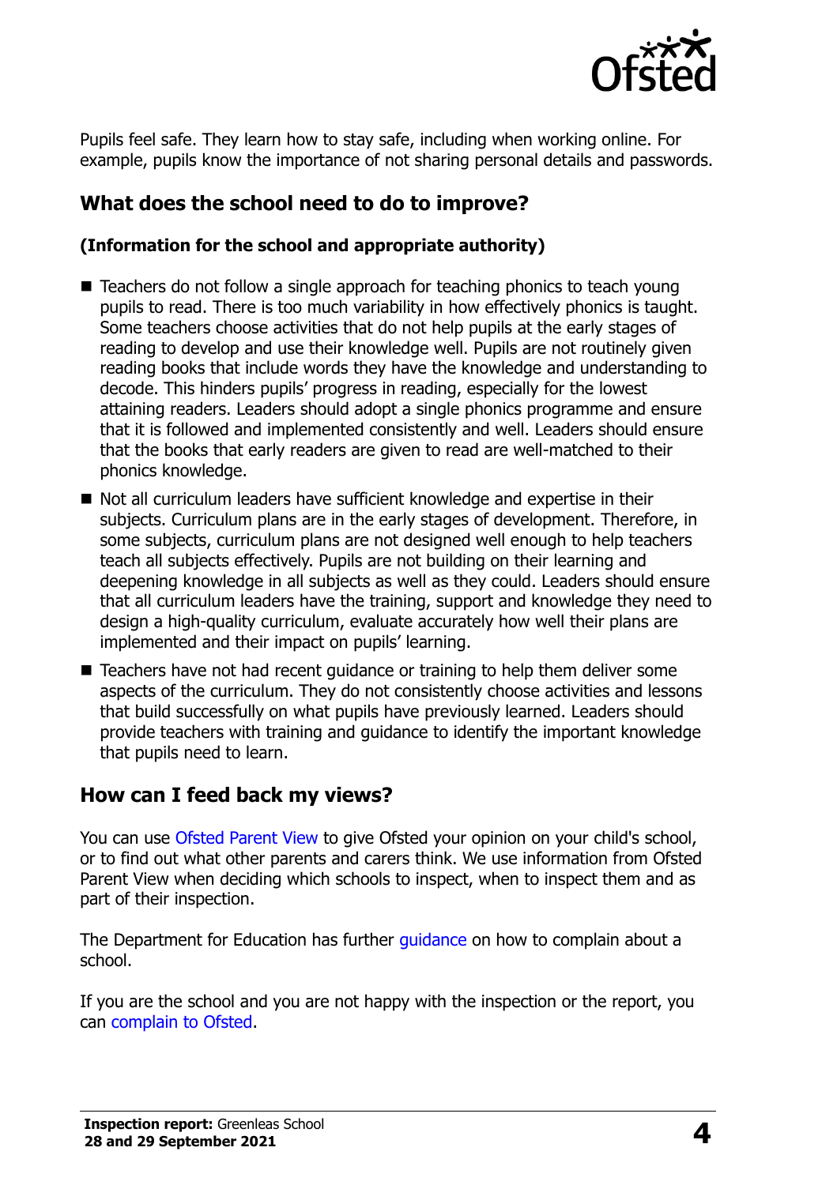Pupils feel safe. They learn how to stay safe, including when working online. For example, pupils know the importance of not sharing personal details and passwords.

## What does the school need to do to improve?

**(Information for the school and appropriate authority)**

- Teachers do not follow a single approach for teaching phonics to teach young pupils to read. There is too much variability in how effectively phonics is taught. Some teachers choose activities that do not help pupils at the early stages of reading to develop and use their knowledge well. Pupils are not routinely given reading books that include words they have the knowledge and understanding to decode. This hinders pupils' progress in reading, especially for the lowest attaining readers. Leaders should adopt a single phonics programme and ensure that it is followed and implemented consistently and well. Leaders should ensure that the books that early readers are given to read are well-matched to their phonics knowledge.
- Not all curriculum leaders have sufficient knowledge and expertise in their subjects. Curriculum plans are in the early stages of development. Therefore, in some subjects, curriculum plans are not designed well enough to help teachers teach all subjects effectively. Pupils are not building on their learning and deepening knowledge in all subjects as well as they could. Leaders should ensure that all curriculum leaders have the training, support and knowledge they need to design a high-quality curriculum, evaluate accurately how well their plans are implemented and their impact on pupils' learning.
- Teachers have not had recent guidance or training to help them deliver some aspects of the curriculum. They do not consistently choose activities and lessons that build successfully on what pupils have previously learned. Leaders should provide teachers with training and guidance to identify the important knowledge that pupils need to learn.

## How can I feed back my views?

You can use Ofsted Parent View to give Ofsted your opinion on your child's school, or to find out what other parents and carers think. We use information from Ofsted Parent View when deciding which schools to inspect, when to inspect them and as part of their inspection.

The Department for Education has further guidance on how to complain about a school.

If you are the school and you are not happy with the inspection or the report, you can complain to Ofsted.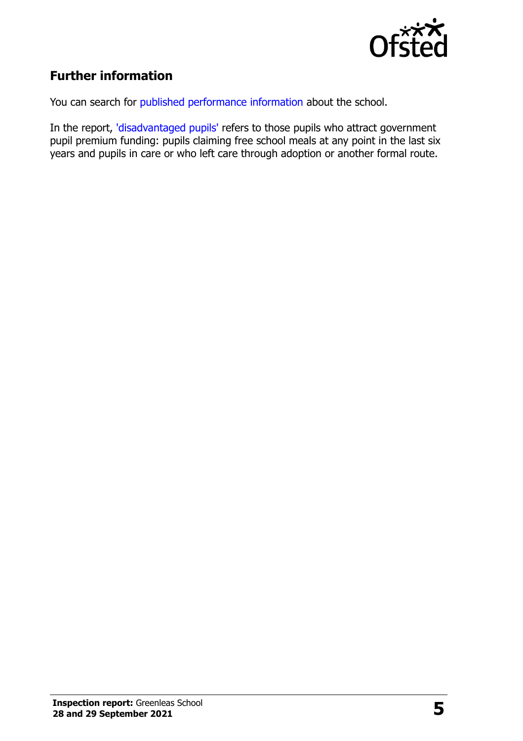## Further information

You can search for published performance information about the school.

In the report, 'disadvantaged pupils' refers to those pupils who attract government pupil premium funding: pupils claiming free school meals at any point in the last six years and pupils in care or who left care through adoption or another formal route.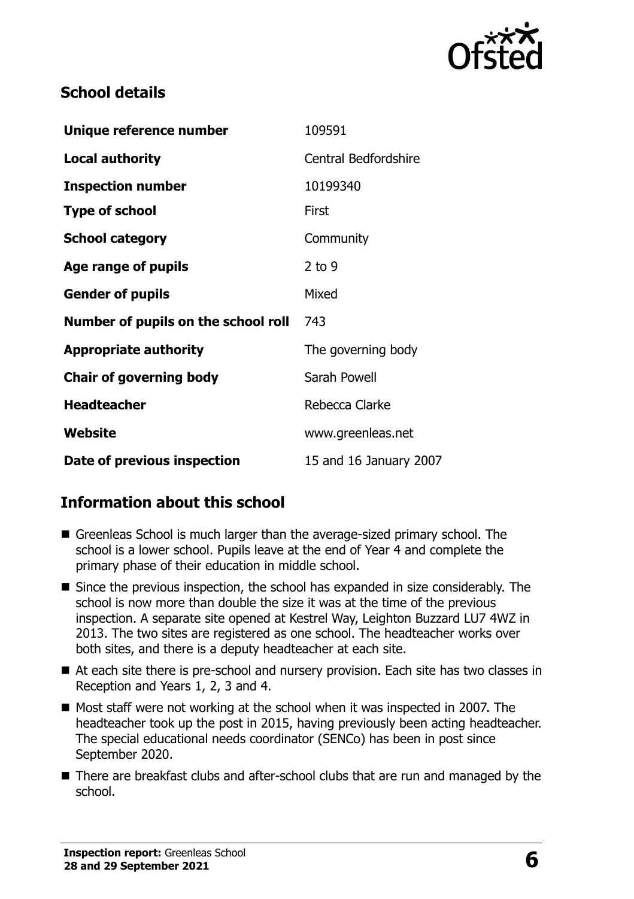## School details

| | |
|---|---|
| **Unique reference number** | 109591 |
| **Local authority** | Central Bedfordshire |
| **Inspection number** | 10199340 |
| **Type of school** | First |
| **School category** | Community |
| **Age range of pupils** | 2 to 9 |
| **Gender of pupils** | Mixed |
| **Number of pupils on the school roll** | 743 |
| **Appropriate authority** | The governing body |
| **Chair of governing body** | Sarah Powell |
| **Headteacher** | Rebecca Clarke |
| **Website** | www.greenleas.net |
| **Date of previous inspection** | 15 and 16 January 2007 |

## Information about this school

- Greenleas School is much larger than the average-sized primary school. The school is a lower school. Pupils leave at the end of Year 4 and complete the primary phase of their education in middle school.
- Since the previous inspection, the school has expanded in size considerably. The school is now more than double the size it was at the time of the previous inspection. A separate site opened at Kestrel Way, Leighton Buzzard LU7 4WZ in 2013. The two sites are registered as one school. The headteacher works over both sites, and there is a deputy headteacher at each site.
- At each site there is pre-school and nursery provision. Each site has two classes in Reception and Years 1, 2, 3 and 4.
- Most staff were not working at the school when it was inspected in 2007. The headteacher took up the post in 2015, having previously been acting headteacher. The special educational needs coordinator (SENCo) has been in post since September 2020.
- There are breakfast clubs and after-school clubs that are run and managed by the school.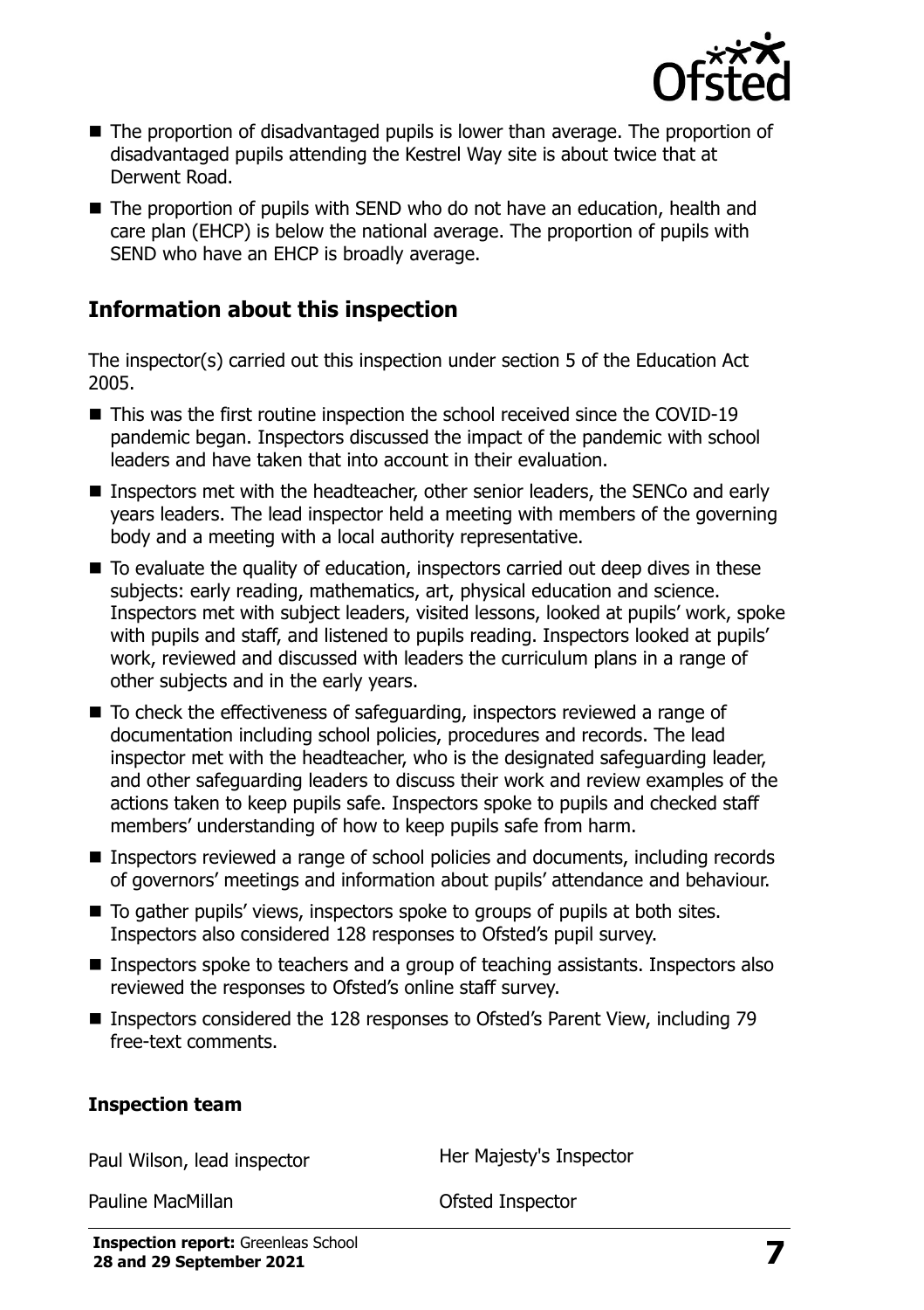- The proportion of disadvantaged pupils is lower than average. The proportion of disadvantaged pupils attending the Kestrel Way site is about twice that at Derwent Road.
- The proportion of pupils with SEND who do not have an education, health and care plan (EHCP) is below the national average. The proportion of pupils with SEND who have an EHCP is broadly average.

## Information about this inspection

The inspector(s) carried out this inspection under section 5 of the Education Act 2005.

- This was the first routine inspection the school received since the COVID-19 pandemic began. Inspectors discussed the impact of the pandemic with school leaders and have taken that into account in their evaluation.
- Inspectors met with the headteacher, other senior leaders, the SENCo and early years leaders. The lead inspector held a meeting with members of the governing body and a meeting with a local authority representative.
- To evaluate the quality of education, inspectors carried out deep dives in these subjects: early reading, mathematics, art, physical education and science. Inspectors met with subject leaders, visited lessons, looked at pupils' work, spoke with pupils and staff, and listened to pupils reading. Inspectors looked at pupils' work, reviewed and discussed with leaders the curriculum plans in a range of other subjects and in the early years.
- To check the effectiveness of safeguarding, inspectors reviewed a range of documentation including school policies, procedures and records. The lead inspector met with the headteacher, who is the designated safeguarding leader, and other safeguarding leaders to discuss their work and review examples of the actions taken to keep pupils safe. Inspectors spoke to pupils and checked staff members' understanding of how to keep pupils safe from harm.
- Inspectors reviewed a range of school policies and documents, including records of governors' meetings and information about pupils' attendance and behaviour.
- To gather pupils' views, inspectors spoke to groups of pupils at both sites. Inspectors also considered 128 responses to Ofsted's pupil survey.
- Inspectors spoke to teachers and a group of teaching assistants. Inspectors also reviewed the responses to Ofsted's online staff survey.
- Inspectors considered the 128 responses to Ofsted's Parent View, including 79 free-text comments.

### Inspection team

| | |
|---|---|
| Paul Wilson, lead inspector | Her Majesty's Inspector |
| Pauline MacMillan | Ofsted Inspector |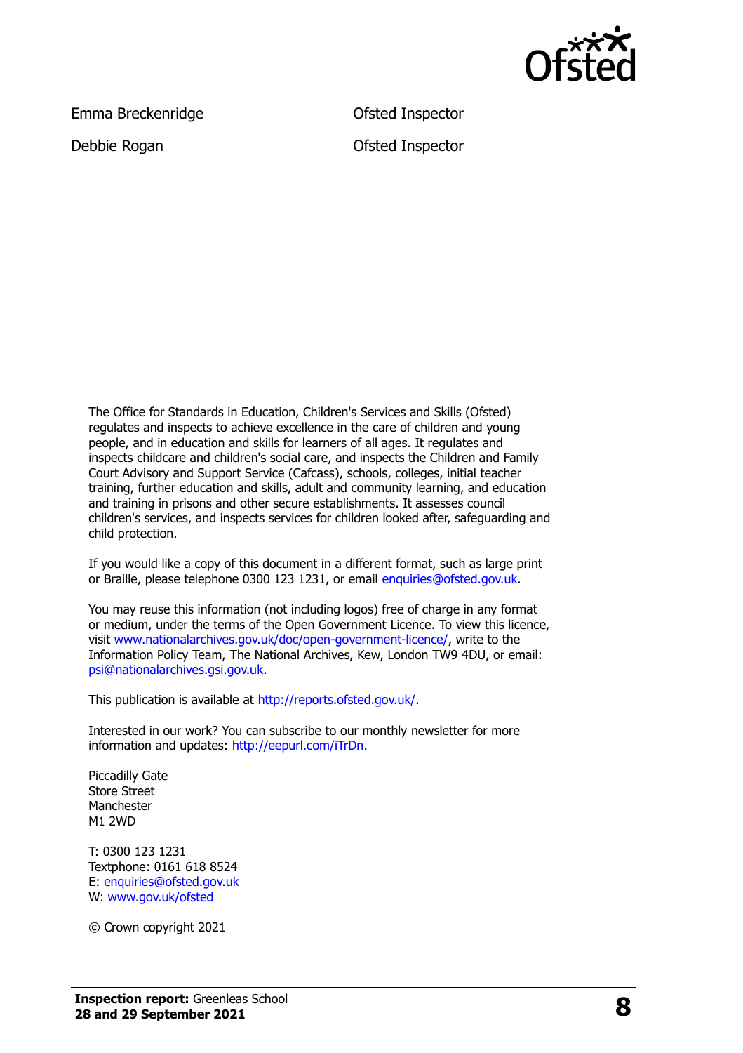| | |
|---|---|
| Emma Breckenridge | Ofsted Inspector |
| Debbie Rogan | Ofsted Inspector |

The Office for Standards in Education, Children's Services and Skills (Ofsted) regulates and inspects to achieve excellence in the care of children and young people, and in education and skills for learners of all ages. It regulates and inspects childcare and children's social care, and inspects the Children and Family Court Advisory and Support Service (Cafcass), schools, colleges, initial teacher training, further education and skills, adult and community learning, and education and training in prisons and other secure establishments. It assesses council children's services, and inspects services for children looked after, safeguarding and child protection.

If you would like a copy of this document in a different format, such as large print or Braille, please telephone 0300 123 1231, or email enquiries@ofsted.gov.uk.

You may reuse this information (not including logos) free of charge in any format or medium, under the terms of the Open Government Licence. To view this licence, visit www.nationalarchives.gov.uk/doc/open-government-licence/, write to the Information Policy Team, The National Archives, Kew, London TW9 4DU, or email: psi@nationalarchives.gsi.gov.uk.

This publication is available at http://reports.ofsted.gov.uk/.

Interested in our work? You can subscribe to our monthly newsletter for more information and updates: http://eepurl.com/iTrDn.

Piccadilly Gate
Store Street
Manchester
M1 2WD

T: 0300 123 1231
Textphone: 0161 618 8524
E: enquiries@ofsted.gov.uk
W: www.gov.uk/ofsted

© Crown copyright 2021